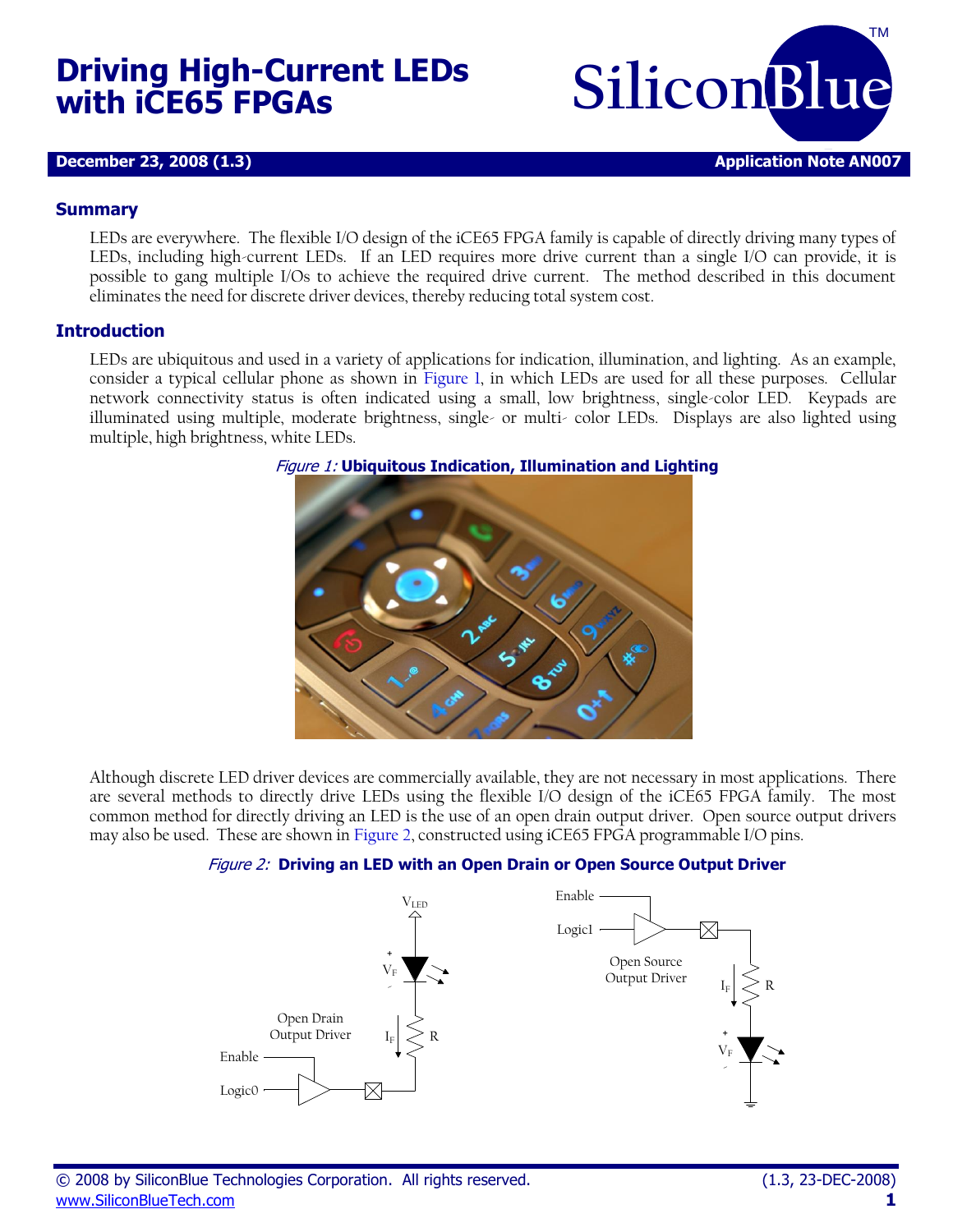# Driving High-Current LEDs with iCE65 FPGAs

**December 23, 2008 (1.3)** **Application Note AN007**

## Summary

LEDs are everywhere. The flexible I/O design of the iCE65 FPGA family is capable of directly driving many types of LEDs, including high-current LEDs. If an LED requires more drive current than a single I/O can provide, it is possible to gang multiple I/Os to achieve the required drive current. The method described in this document eliminates the need for discrete driver devices, thereby reducing total system cost.

## Introduction

LEDs are ubiquitous and used in a variety of applications for indication, illumination, and lighting. As an example, consider a typical cellular phone as shown in Figure 1, in which LEDs are used for all these purposes. Cellular network connectivity status is often indicated using a small, low brightness, single-color LED. Keypads are illuminated using multiple, moderate brightness, single- or multi- color LEDs. Displays are also lighted using multiple, high brightness, white LEDs.

*Figure 1:* **Ubiquitous Indication, Illumination and Lighting**

Although discrete LED driver devices are commercially available, they are not necessary in most applications. There are several methods to directly drive LEDs using the flexible I/O design of the iCE65 FPGA family. The most common method for directly driving an LED is the use of an open drain output driver. Open source output drivers may also be used. These are shown in Figure 2, constructed using iCE65 FPGA programmable I/O pins.

*Figure 2:* **Driving an LED with an Open Drain or Open Source Output Driver**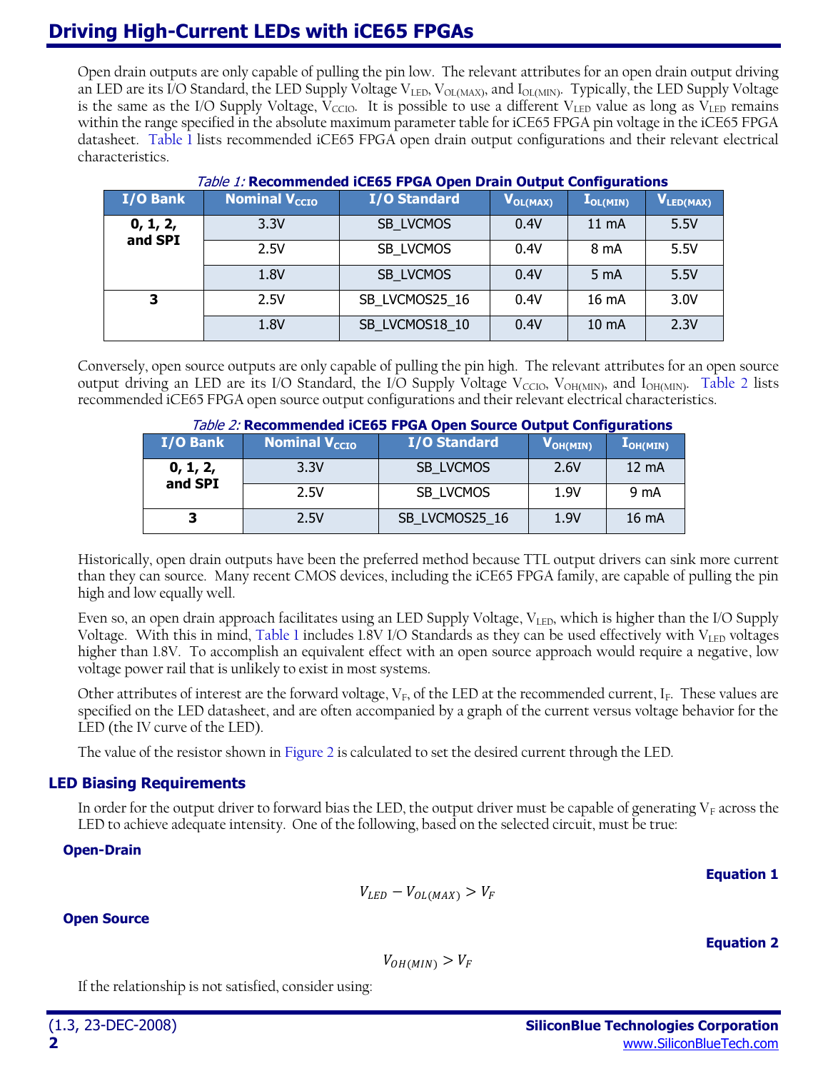Open drain outputs are only capable of pulling the pin low. The relevant attributes for an open drain output driving an LED are its I/O Standard, the LED Supply Voltage $V_{LED}$, $V_{OL(MAX)}$, and $I_{OL(MIN)}$. Typically, the LED Supply Voltage is the same as the I/O Supply Voltage, $V_{CCIO}$. It is possible to use a different $V_{LED}$ value as long as $V_{LED}$ remains within the range specified in the absolute maximum parameter table for iCE65 FPGA pin voltage in the iCE65 FPGA datasheet. Table 1 lists recommended iCE65 FPGA open drain output configurations and their relevant electrical characteristics.

*Table 1:* **Recommended iCE65 FPGA Open Drain Output Configurations**

| I/O Bank | Nominal $V_{CCIO}$ | I/O Standard | $V_{OL(MAX)}$ | $I_{OL(MIN)}$ | $V_{LED(MAX)}$ |
|---|---|---|---|---|---|
| **0, 1, 2, and SPI** | 3.3V | SB_LVCMOS | 0.4V | 11 mA | 5.5V |
| | 2.5V | SB_LVCMOS | 0.4V | 8 mA | 5.5V |
| | 1.8V | SB_LVCMOS | 0.4V | 5 mA | 5.5V |
| **3** | 2.5V | SB_LVCMOS25_16 | 0.4V | 16 mA | 3.0V |
| | 1.8V | SB_LVCMOS18_10 | 0.4V | 10 mA | 2.3V |

Conversely, open source outputs are only capable of pulling the pin high. The relevant attributes for an open source output driving an LED are its I/O Standard, the I/O Supply Voltage $V_{CCIO}$, $V_{OH(MIN)}$, and $I_{OH(MIN)}$. Table 2 lists recommended iCE65 FPGA open source output configurations and their relevant electrical characteristics.

*Table 2:* **Recommended iCE65 FPGA Open Source Output Configurations**

| I/O Bank | Nominal $V_{CCIO}$ | I/O Standard | $V_{OH(MIN)}$ | $I_{OH(MIN)}$ |
|---|---|---|---|---|
| **0, 1, 2, and SPI** | 3.3V | SB_LVCMOS | 2.6V | 12 mA |
| | 2.5V | SB_LVCMOS | 1.9V | 9 mA |
| **3** | 2.5V | SB_LVCMOS25_16 | 1.9V | 16 mA |

Historically, open drain outputs have been the preferred method because TTL output drivers can sink more current than they can source. Many recent CMOS devices, including the iCE65 FPGA family, are capable of pulling the pin high and low equally well.

Even so, an open drain approach facilitates using an LED Supply Voltage, $V_{LED}$, which is higher than the I/O Supply Voltage. With this in mind, Table 1 includes 1.8V I/O Standards as they can be used effectively with $V_{LED}$ voltages higher than 1.8V. To accomplish an equivalent effect with an open source approach would require a negative, low voltage power rail that is unlikely to exist in most systems.

Other attributes of interest are the forward voltage, $V_F$, of the LED at the recommended current, $I_F$. These values are specified on the LED datasheet, and are often accompanied by a graph of the current versus voltage behavior for the LED (the IV curve of the LED).

The value of the resistor shown in Figure 2 is calculated to set the desired current through the LED.

## LED Biasing Requirements

In order for the output driver to forward bias the LED, the output driver must be capable of generating $V_F$ across the LED to achieve adequate intensity. One of the following, based on the selected circuit, must be true:

### Open-Drain

**Equation 1**

$$V_{LED} - V_{OL(MAX)} > V_F$$

### Open Source

**Equation 2**

$$V_{OH(MIN)} > V_F$$

If the relationship is not satisfied, consider using: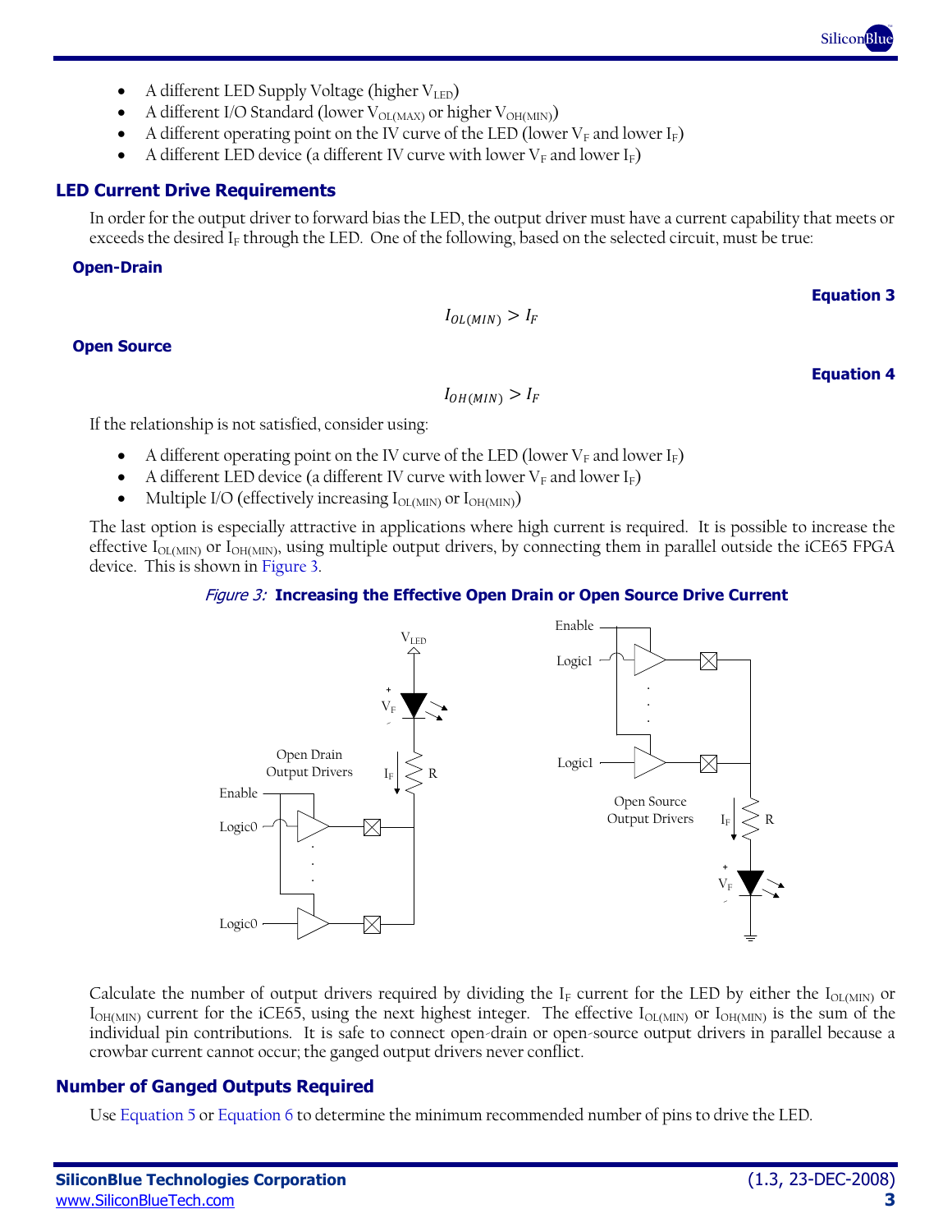- A different LED Supply Voltage (higher $V_{LED}$)
- A different I/O Standard (lower $V_{OL(MAX)}$ or higher $V_{OH(MIN)}$)
- A different operating point on the IV curve of the LED (lower $V_F$ and lower $I_F$)
- A different LED device (a different IV curve with lower $V_F$ and lower $I_F$)

## LED Current Drive Requirements

In order for the output driver to forward bias the LED, the output driver must have a current capability that meets or exceeds the desired $I_F$ through the LED. One of the following, based on the selected circuit, must be true:

### Open-Drain

**Equation 3**

$$I_{OL(MIN)} > I_F$$

### Open Source

**Equation 4**

$$I_{OH(MIN)} > I_F$$

If the relationship is not satisfied, consider using:

- A different operating point on the IV curve of the LED (lower $V_F$ and lower $I_F$)
- A different LED device (a different IV curve with lower $V_F$ and lower $I_F$)
- Multiple I/O (effectively increasing $I_{OL(MIN)}$ or $I_{OH(MIN)}$)

The last option is especially attractive in applications where high current is required. It is possible to increase the effective $I_{OL(MIN)}$ or $I_{OH(MIN)}$, using multiple output drivers, by connecting them in parallel outside the iCE65 FPGA device. This is shown in Figure 3.

*Figure 3:* **Increasing the Effective Open Drain or Open Source Drive Current**

Calculate the number of output drivers required by dividing the $I_F$ current for the LED by either the $I_{OL(MIN)}$ or $I_{OH(MIN)}$ current for the iCE65, using the next highest integer. The effective $I_{OL(MIN)}$ or $I_{OH(MIN)}$ is the sum of the individual pin contributions. It is safe to connect open-drain or open-source output drivers in parallel because a crowbar current cannot occur; the ganged output drivers never conflict.

## Number of Ganged Outputs Required

Use Equation 5 or Equation 6 to determine the minimum recommended number of pins to drive the LED.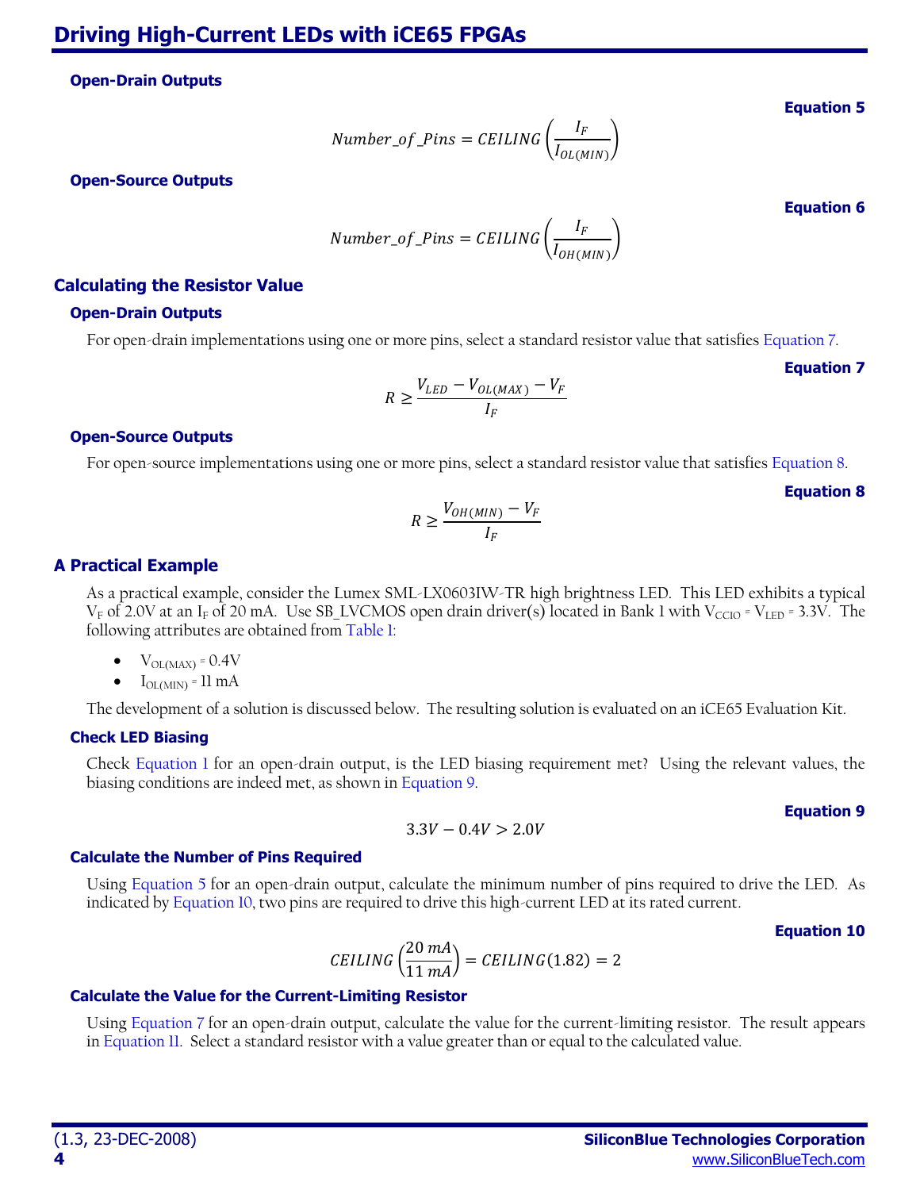### Open-Drain Outputs

**Equation 5**

$$Number\_of\_Pins = CEILING\left(\frac{I_F}{I_{OL(MIN)}}\right)$$

### Open-Source Outputs

**Equation 6**

$$Number\_of\_Pins = CEILING\left(\frac{I_F}{I_{OH(MIN)}}\right)$$

## Calculating the Resistor Value

### Open-Drain Outputs

For open-drain implementations using one or more pins, select a standard resistor value that satisfies Equation 7.

**Equation 7**

$$R \geq \frac{V_{LED} - V_{OL(MAX)} - V_F}{I_F}$$

### Open-Source Outputs

For open-source implementations using one or more pins, select a standard resistor value that satisfies Equation 8.

**Equation 8**

$$R \geq \frac{V_{OH(MIN)} - V_F}{I_F}$$

## A Practical Example

As a practical example, consider the Lumex SML-LX0603IW-TR high brightness LED. This LED exhibits a typical $V_F$ of 2.0V at an $I_F$ of 20 mA. Use SB_LVCMOS open drain driver(s) located in Bank 1 with $V_{CCIO} = V_{LED} = 3.3V$. The following attributes are obtained from Table 1:

- $V_{OL(MAX)} = 0.4V$
- $I_{OL(MIN)} = 11$ mA

The development of a solution is discussed below. The resulting solution is evaluated on an iCE65 Evaluation Kit.

### Check LED Biasing

Check Equation 1 for an open-drain output, is the LED biasing requirement met? Using the relevant values, the biasing conditions are indeed met, as shown in Equation 9.

**Equation 9**

$$3.3V - 0.4V > 2.0V$$

### Calculate the Number of Pins Required

Using Equation 5 for an open-drain output, calculate the minimum number of pins required to drive the LED. As indicated by Equation 10, two pins are required to drive this high-current LED at its rated current.

**Equation 10**

$$CEILING\left(\frac{20\ mA}{11\ mA}\right) = CEILING(1.82) = 2$$

### Calculate the Value for the Current-Limiting Resistor

Using Equation 7 for an open-drain output, calculate the value for the current-limiting resistor. The result appears in Equation 11. Select a standard resistor with a value greater than or equal to the calculated value.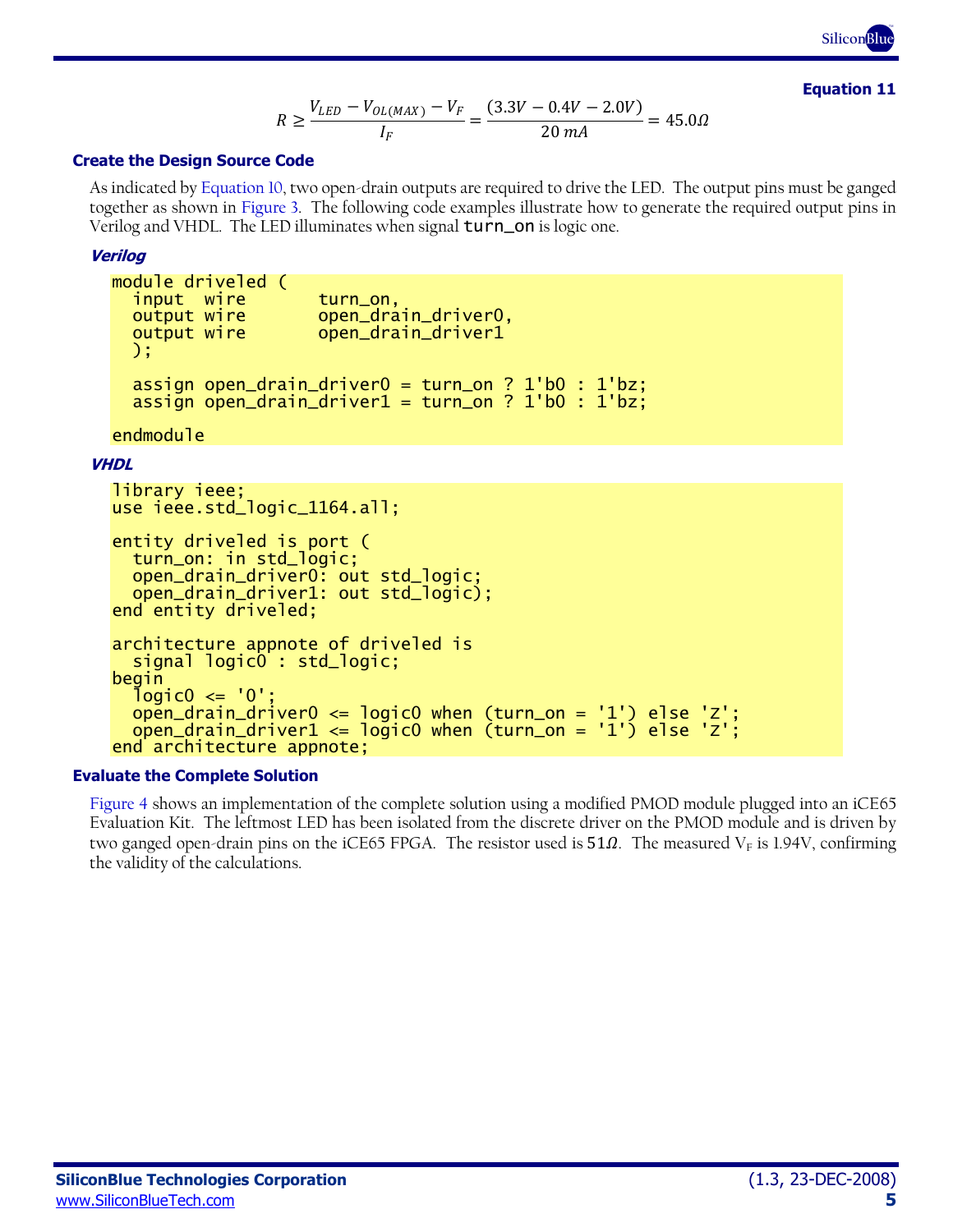**Equation 11**

$$R \geq \frac{V_{LED} - V_{OL(MAX)} - V_F}{I_F} = \frac{(3.3V - 0.4V - 2.0V)}{20\ mA} = 45.0\Omega$$

### Create the Design Source Code

As indicated by Equation 10, two open-drain outputs are required to drive the LED. The output pins must be ganged together as shown in Figure 3. The following code examples illustrate how to generate the required output pins in Verilog and VHDL. The LED illuminates when signal `turn_on` is logic one.

#### *Verilog*

```
module driveled (
  input  wire       turn_on,
  output wire       open_drain_driver0,
  output wire       open_drain_driver1
  );

  assign open_drain_driver0 = turn_on ? 1'b0 : 1'bz;
  assign open_drain_driver1 = turn_on ? 1'b0 : 1'bz;

endmodule
```

#### *VHDL*

```
library ieee;
use ieee.std_logic_1164.all;

entity driveled is port (
  turn_on: in std_logic;
  open_drain_driver0: out std_logic;
  open_drain_driver1: out std_logic);
end entity driveled;

architecture appnote of driveled is
  signal logic0 : std_logic;
begin
  logic0 <= '0';
  open_drain_driver0 <= logic0 when (turn_on = '1') else 'Z';
  open_drain_driver1 <= logic0 when (turn_on = '1') else 'Z';
end architecture appnote;
```

### Evaluate the Complete Solution

Figure 4 shows an implementation of the complete solution using a modified PMOD module plugged into an iCE65 Evaluation Kit. The leftmost LED has been isolated from the discrete driver on the PMOD module and is driven by two ganged open-drain pins on the iCE65 FPGA. The resistor used is $51\Omega$. The measured $V_F$ is 1.94V, confirming the validity of the calculations.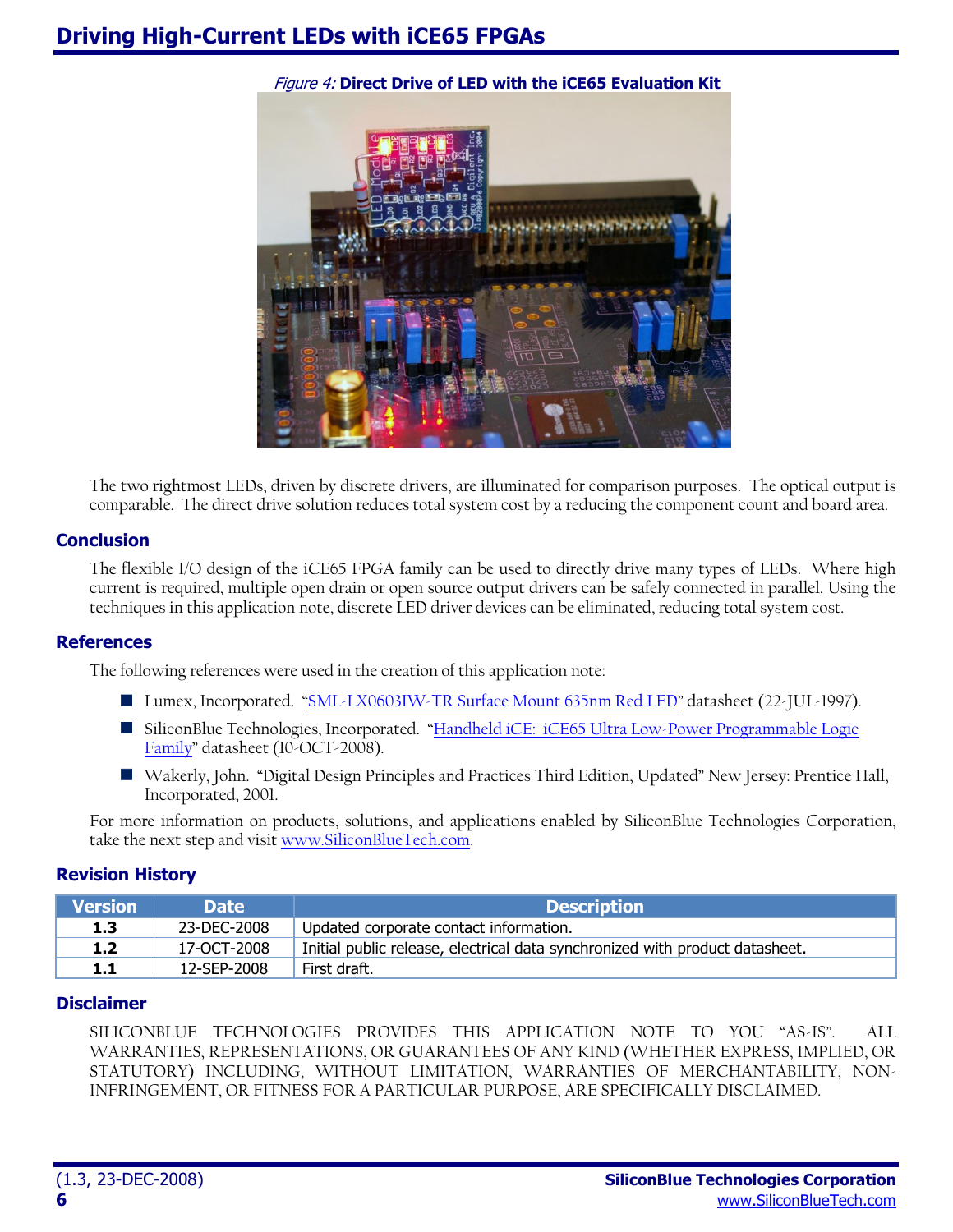*Figure 4:* **Direct Drive of LED with the iCE65 Evaluation Kit**

The two rightmost LEDs, driven by discrete drivers, are illuminated for comparison purposes. The optical output is comparable. The direct drive solution reduces total system cost by a reducing the component count and board area.

## Conclusion

The flexible I/O design of the iCE65 FPGA family can be used to directly drive many types of LEDs. Where high current is required, multiple open drain or open source output drivers can be safely connected in parallel. Using the techniques in this application note, discrete LED driver devices can be eliminated, reducing total system cost.

## References

The following references were used in the creation of this application note:

- Lumex, Incorporated. "SML-LX0603IW-TR Surface Mount 635nm Red LED" datasheet (22-JUL-1997).
- SiliconBlue Technologies, Incorporated. "Handheld iCE: iCE65 Ultra Low-Power Programmable Logic Family" datasheet (10-OCT-2008).
- Wakerly, John. "Digital Design Principles and Practices Third Edition, Updated" New Jersey: Prentice Hall, Incorporated, 2001.

For more information on products, solutions, and applications enabled by SiliconBlue Technologies Corporation, take the next step and visit www.SiliconBlueTech.com.

## Revision History

| Version | Date | Description |
|---|---|---|
| **1.3** | 23-DEC-2008 | Updated corporate contact information. |
| **1.2** | 17-OCT-2008 | Initial public release, electrical data synchronized with product datasheet. |
| **1.1** | 12-SEP-2008 | First draft. |

## Disclaimer

SILICONBLUE TECHNOLOGIES PROVIDES THIS APPLICATION NOTE TO YOU "AS-IS". ALL WARRANTIES, REPRESENTATIONS, OR GUARANTEES OF ANY KIND (WHETHER EXPRESS, IMPLIED, OR STATUTORY) INCLUDING, WITHOUT LIMITATION, WARRANTIES OF MERCHANTABILITY, NON-INFRINGEMENT, OR FITNESS FOR A PARTICULAR PURPOSE, ARE SPECIFICALLY DISCLAIMED.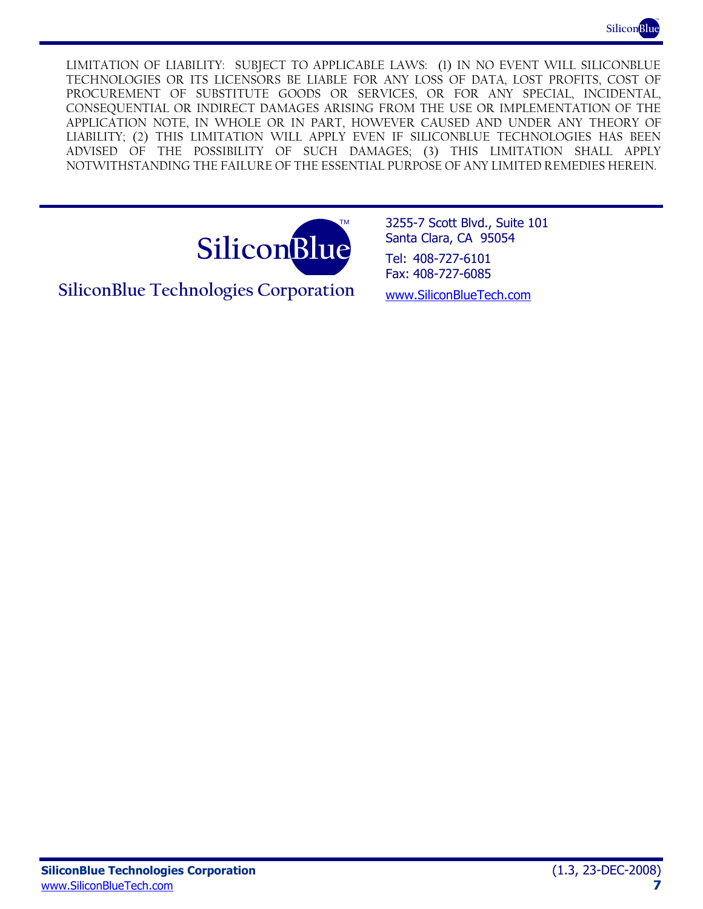LIMITATION OF LIABILITY: SUBJECT TO APPLICABLE LAWS: (1) IN NO EVENT WILL SILICONBLUE TECHNOLOGIES OR ITS LICENSORS BE LIABLE FOR ANY LOSS OF DATA, LOST PROFITS, COST OF PROCUREMENT OF SUBSTITUTE GOODS OR SERVICES, OR FOR ANY SPECIAL, INCIDENTAL, CONSEQUENTIAL OR INDIRECT DAMAGES ARISING FROM THE USE OR IMPLEMENTATION OF THE APPLICATION NOTE, IN WHOLE OR IN PART, HOWEVER CAUSED AND UNDER ANY THEORY OF LIABILITY; (2) THIS LIMITATION WILL APPLY EVEN IF SILICONBLUE TECHNOLOGIES HAS BEEN ADVISED OF THE POSSIBILITY OF SUCH DAMAGES; (3) THIS LIMITATION SHALL APPLY NOTWITHSTANDING THE FAILURE OF THE ESSENTIAL PURPOSE OF ANY LIMITED REMEDIES HEREIN.

SiliconBlue™

**SiliconBlue Technologies Corporation**

3255-7 Scott Blvd., Suite 101
Santa Clara, CA 95054

Tel: 408-727-6101
Fax: 408-727-6085

www.SiliconBlueTech.com